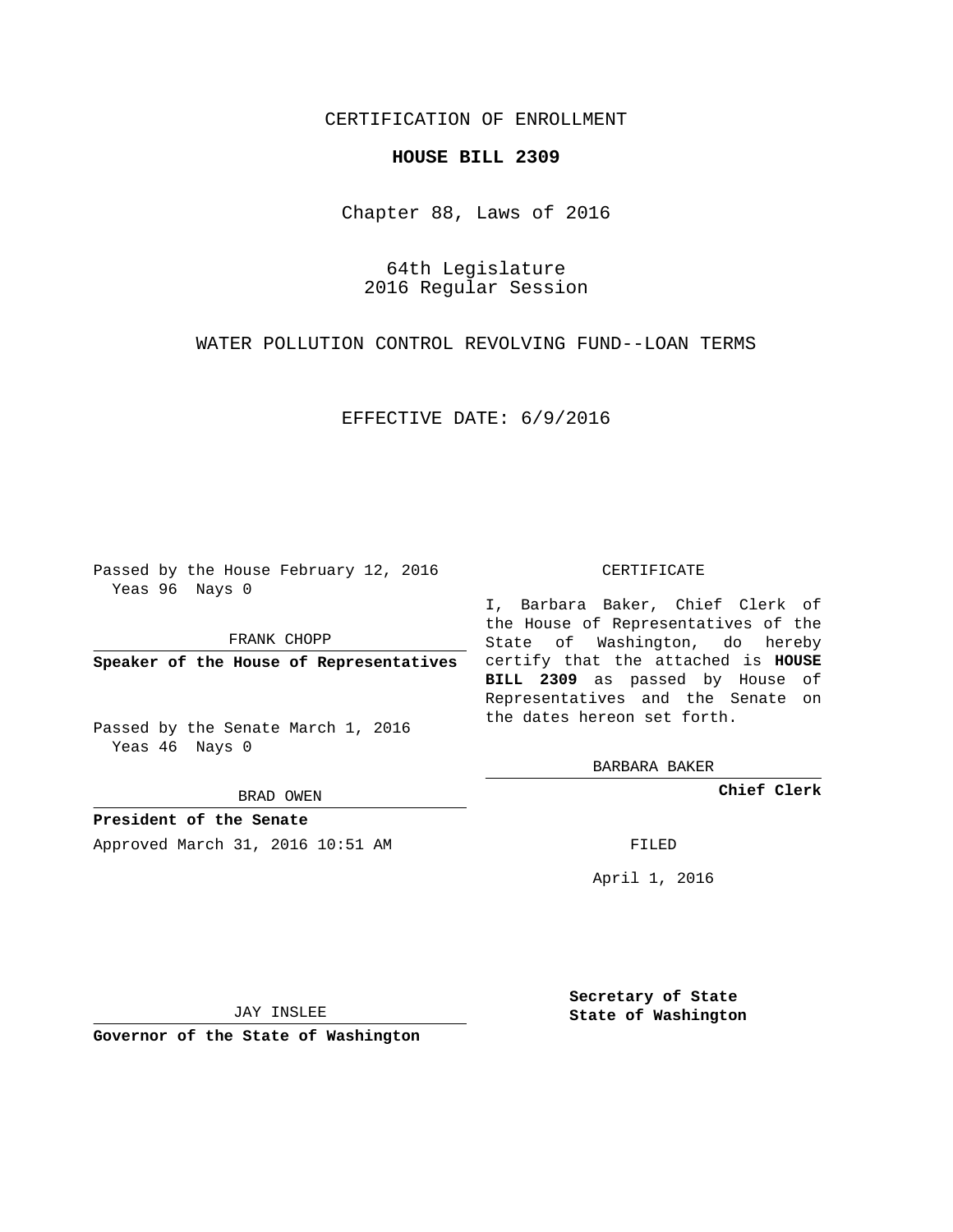CERTIFICATION OF ENROLLMENT

**HOUSE BILL 2309**

Chapter 88, Laws of 2016

64th Legislature
2016 Regular Session

WATER POLLUTION CONTROL REVOLVING FUND--LOAN TERMS

EFFECTIVE DATE: 6/9/2016

Passed by the House February 12, 2016
Yeas 96 Nays 0

FRANK CHOPP

**Speaker of the House of Representatives**

Passed by the Senate March 1, 2016
Yeas 46 Nays 0

BRAD OWEN

**President of the Senate**

Approved March 31, 2016 10:51 AM

JAY INSLEE

**Governor of the State of Washington**

CERTIFICATE

I, Barbara Baker, Chief Clerk of the House of Representatives of the State of Washington, do hereby certify that the attached is **HOUSE BILL 2309** as passed by House of Representatives and the Senate on the dates hereon set forth.

BARBARA BAKER

**Chief Clerk**

FILED

April 1, 2016

**Secretary of State**
**State of Washington**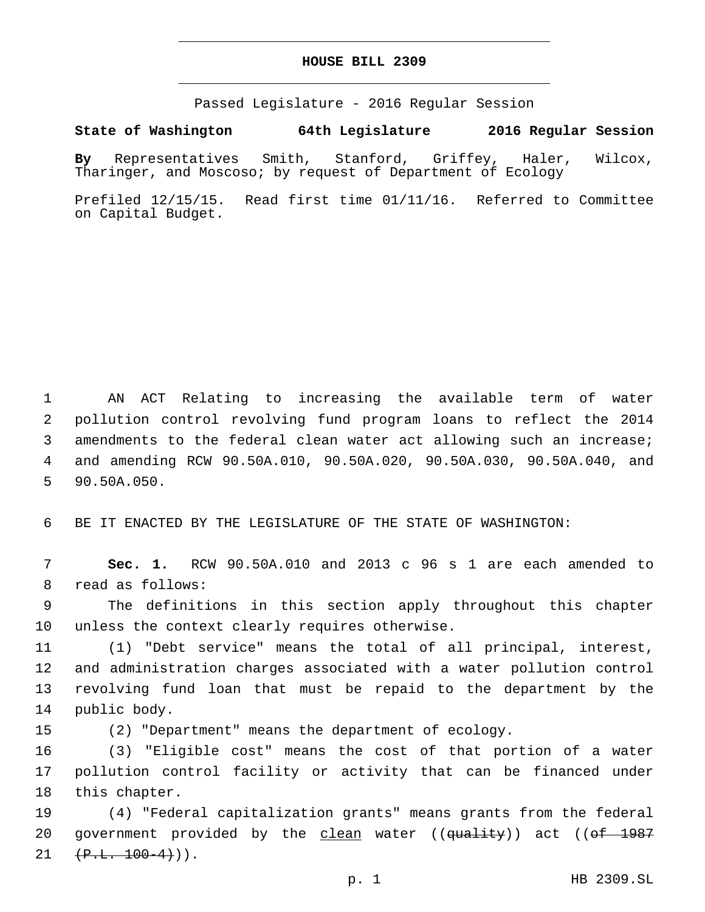# HOUSE BILL 2309

Passed Legislature - 2016 Regular Session

**State of Washington 64th Legislature 2016 Regular Session**

**By** Representatives Smith, Stanford, Griffey, Haler, Wilcox, Tharinger, and Moscoso; by request of Department of Ecology

Prefiled 12/15/15. Read first time 01/11/16. Referred to Committee on Capital Budget.

AN ACT Relating to increasing the available term of water pollution control revolving fund program loans to reflect the 2014 amendments to the federal clean water act allowing such an increase; and amending RCW 90.50A.010, 90.50A.020, 90.50A.030, 90.50A.040, and 90.50A.050.

BE IT ENACTED BY THE LEGISLATURE OF THE STATE OF WASHINGTON:

**Sec. 1.** RCW 90.50A.010 and 2013 c 96 s 1 are each amended to read as follows:

The definitions in this section apply throughout this chapter unless the context clearly requires otherwise.

(1) "Debt service" means the total of all principal, interest, and administration charges associated with a water pollution control revolving fund loan that must be repaid to the department by the public body.

(2) "Department" means the department of ecology.

(3) "Eligible cost" means the cost of that portion of a water pollution control facility or activity that can be financed under this chapter.

(4) "Federal capitalization grants" means grants from the federal government provided by the <u>clean</u> water ((~~quality~~)) act ((~~of 1987 (P.L. 100-4)~~)).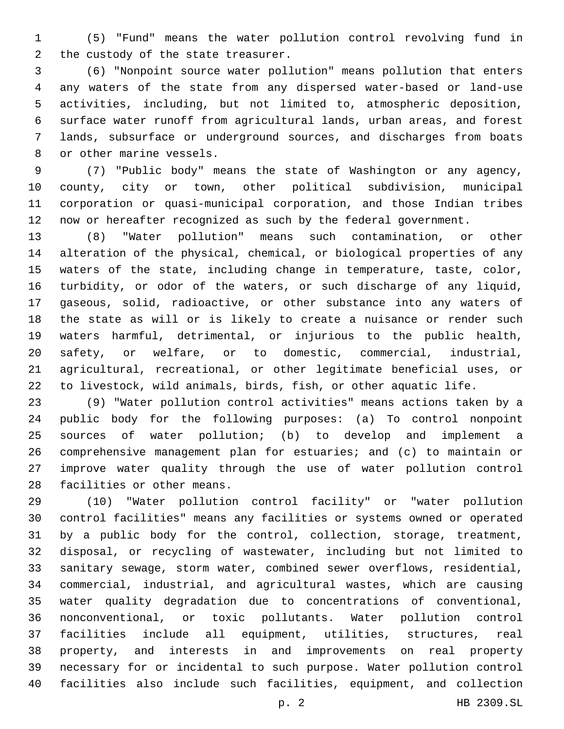(5) "Fund" means the water pollution control revolving fund in the custody of the state treasurer.

(6) "Nonpoint source water pollution" means pollution that enters any waters of the state from any dispersed water-based or land-use activities, including, but not limited to, atmospheric deposition, surface water runoff from agricultural lands, urban areas, and forest lands, subsurface or underground sources, and discharges from boats or other marine vessels.

(7) "Public body" means the state of Washington or any agency, county, city or town, other political subdivision, municipal corporation or quasi-municipal corporation, and those Indian tribes now or hereafter recognized as such by the federal government.

(8) "Water pollution" means such contamination, or other alteration of the physical, chemical, or biological properties of any waters of the state, including change in temperature, taste, color, turbidity, or odor of the waters, or such discharge of any liquid, gaseous, solid, radioactive, or other substance into any waters of the state as will or is likely to create a nuisance or render such waters harmful, detrimental, or injurious to the public health, safety, or welfare, or to domestic, commercial, industrial, agricultural, recreational, or other legitimate beneficial uses, or to livestock, wild animals, birds, fish, or other aquatic life.

(9) "Water pollution control activities" means actions taken by a public body for the following purposes: (a) To control nonpoint sources of water pollution; (b) to develop and implement a comprehensive management plan for estuaries; and (c) to maintain or improve water quality through the use of water pollution control facilities or other means.

(10) "Water pollution control facility" or "water pollution control facilities" means any facilities or systems owned or operated by a public body for the control, collection, storage, treatment, disposal, or recycling of wastewater, including but not limited to sanitary sewage, storm water, combined sewer overflows, residential, commercial, industrial, and agricultural wastes, which are causing water quality degradation due to concentrations of conventional, nonconventional, or toxic pollutants. Water pollution control facilities include all equipment, utilities, structures, real property, and interests in and improvements on real property necessary for or incidental to such purpose. Water pollution control facilities also include such facilities, equipment, and collection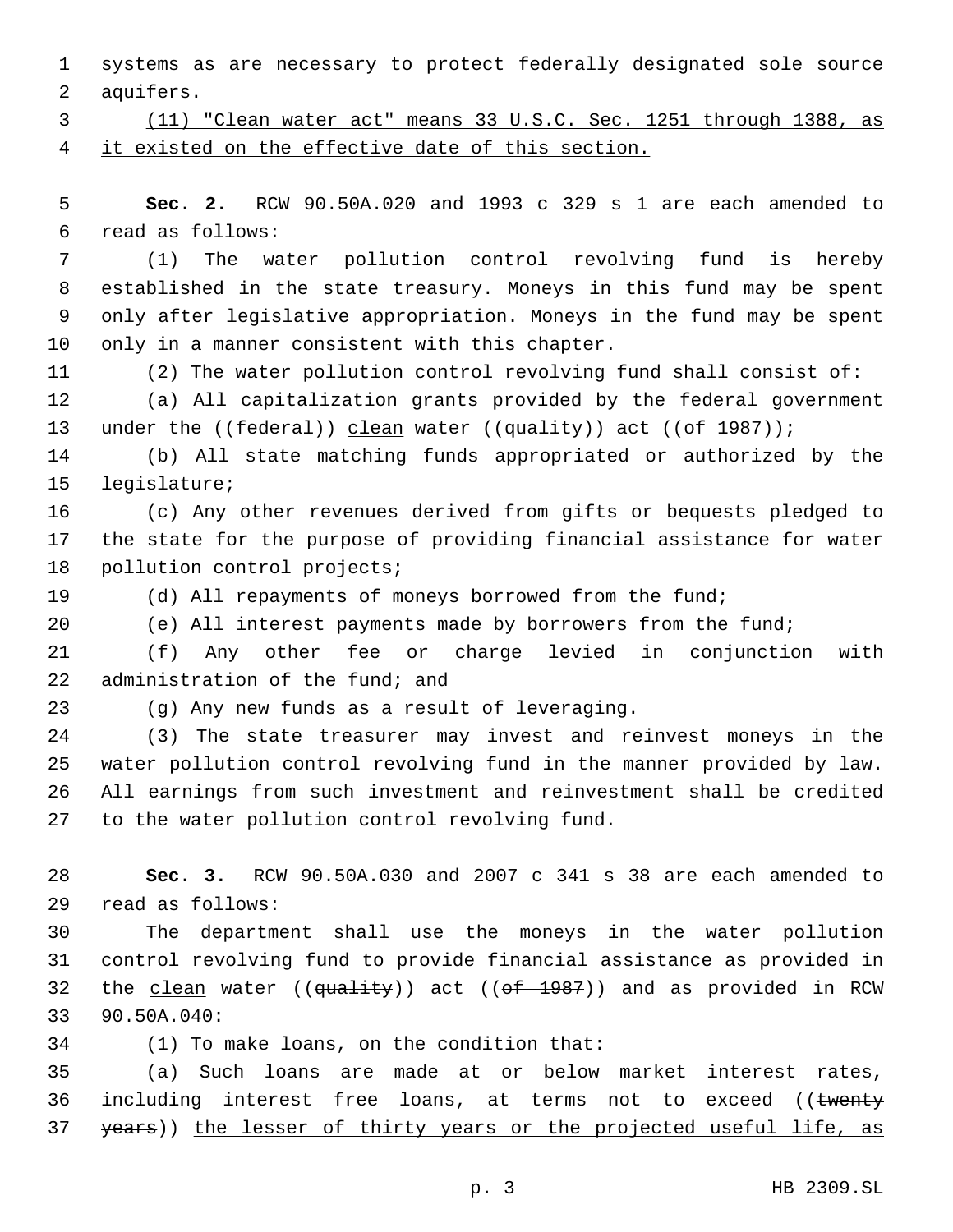systems as are necessary to protect federally designated sole source aquifers.

(11) "Clean water act" means 33 U.S.C. Sec. 1251 through 1388, as it existed on the effective date of this section.

**Sec. 2.** RCW 90.50A.020 and 1993 c 329 s 1 are each amended to read as follows:

(1) The water pollution control revolving fund is hereby established in the state treasury. Moneys in this fund may be spent only after legislative appropriation. Moneys in the fund may be spent only in a manner consistent with this chapter.

(2) The water pollution control revolving fund shall consist of:

(a) All capitalization grants provided by the federal government under the ((~~federal~~)) clean water ((~~quality~~)) act ((~~of 1987~~));

(b) All state matching funds appropriated or authorized by the legislature;

(c) Any other revenues derived from gifts or bequests pledged to the state for the purpose of providing financial assistance for water pollution control projects;

(d) All repayments of moneys borrowed from the fund;

(e) All interest payments made by borrowers from the fund;

(f) Any other fee or charge levied in conjunction with administration of the fund; and

(g) Any new funds as a result of leveraging.

(3) The state treasurer may invest and reinvest moneys in the water pollution control revolving fund in the manner provided by law. All earnings from such investment and reinvestment shall be credited to the water pollution control revolving fund.

**Sec. 3.** RCW 90.50A.030 and 2007 c 341 s 38 are each amended to read as follows:

The department shall use the moneys in the water pollution control revolving fund to provide financial assistance as provided in the clean water ((~~quality~~)) act ((~~of 1987~~)) and as provided in RCW 90.50A.040:

(1) To make loans, on the condition that:

(a) Such loans are made at or below market interest rates, including interest free loans, at terms not to exceed ((~~twenty years~~)) the lesser of thirty years or the projected useful life, as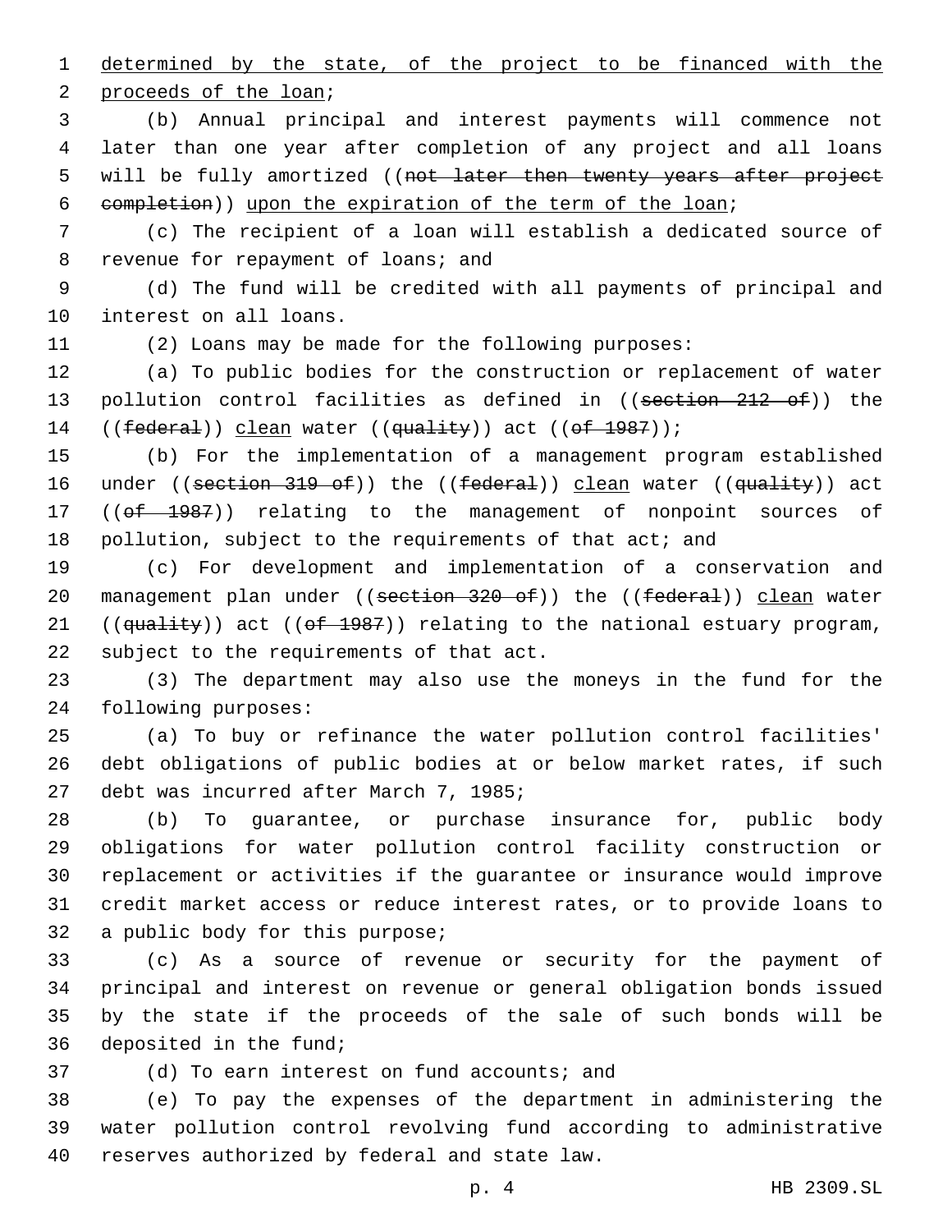determined by the state, of the project to be financed with the proceeds of the loan;

(b) Annual principal and interest payments will commence not later than one year after completion of any project and all loans will be fully amortized ((~~not later then twenty years after project completion~~)) upon the expiration of the term of the loan;

(c) The recipient of a loan will establish a dedicated source of revenue for repayment of loans; and

(d) The fund will be credited with all payments of principal and interest on all loans.

(2) Loans may be made for the following purposes:

(a) To public bodies for the construction or replacement of water pollution control facilities as defined in ((~~section 212 of~~)) the ((~~federal~~)) clean water ((~~quality~~)) act ((~~of 1987~~));

(b) For the implementation of a management program established under ((~~section 319 of~~)) the ((~~federal~~)) clean water ((~~quality~~)) act ((~~of 1987~~)) relating to the management of nonpoint sources of pollution, subject to the requirements of that act; and

(c) For development and implementation of a conservation and management plan under ((~~section 320 of~~)) the ((~~federal~~)) clean water ((~~quality~~)) act ((~~of 1987~~)) relating to the national estuary program, subject to the requirements of that act.

(3) The department may also use the moneys in the fund for the following purposes:

(a) To buy or refinance the water pollution control facilities' debt obligations of public bodies at or below market rates, if such debt was incurred after March 7, 1985;

(b) To guarantee, or purchase insurance for, public body obligations for water pollution control facility construction or replacement or activities if the guarantee or insurance would improve credit market access or reduce interest rates, or to provide loans to a public body for this purpose;

(c) As a source of revenue or security for the payment of principal and interest on revenue or general obligation bonds issued by the state if the proceeds of the sale of such bonds will be deposited in the fund;

(d) To earn interest on fund accounts; and

(e) To pay the expenses of the department in administering the water pollution control revolving fund according to administrative reserves authorized by federal and state law.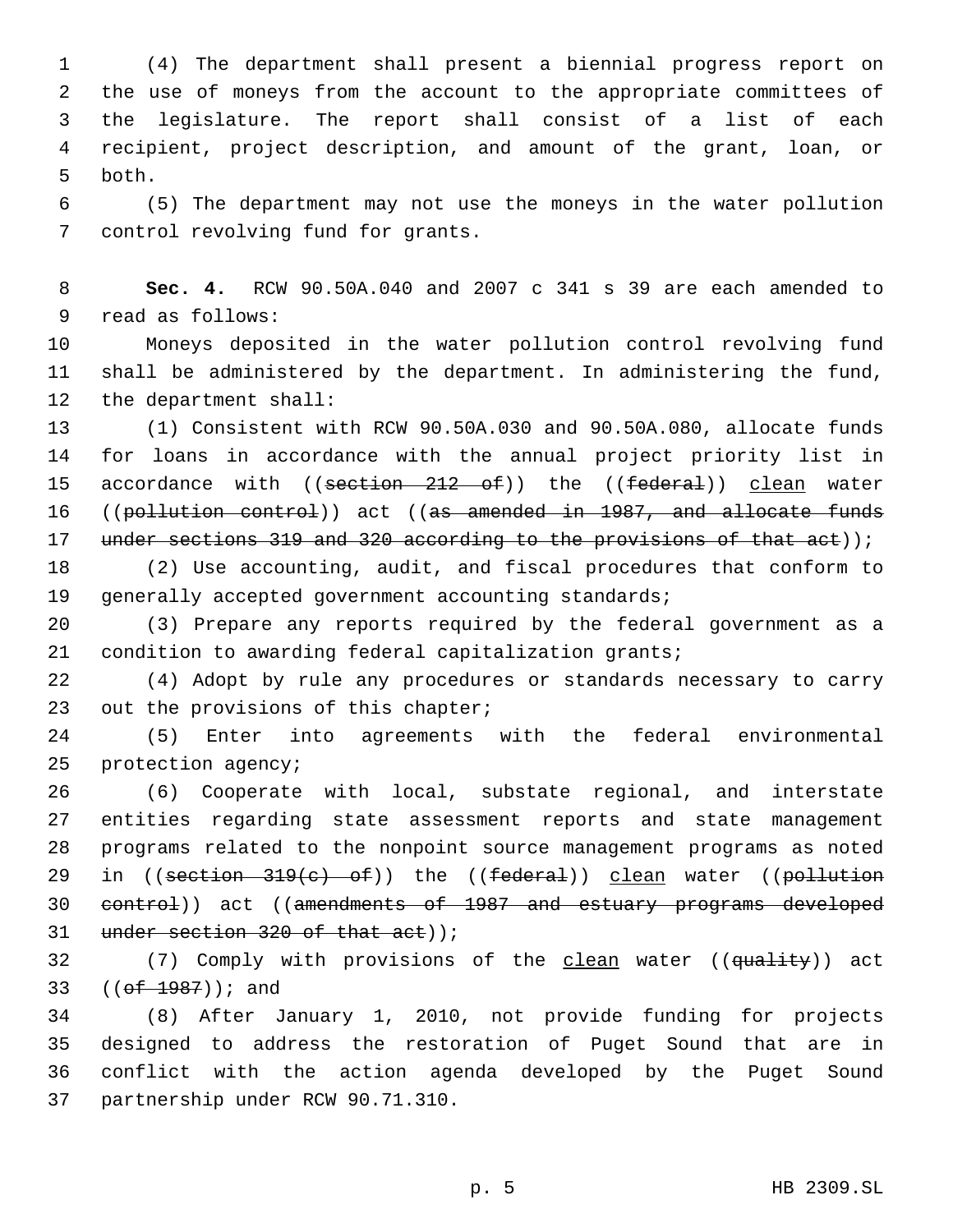(4) The department shall present a biennial progress report on the use of moneys from the account to the appropriate committees of the legislature. The report shall consist of a list of each recipient, project description, and amount of the grant, loan, or both.

(5) The department may not use the moneys in the water pollution control revolving fund for grants.

**Sec. 4.** RCW 90.50A.040 and 2007 c 341 s 39 are each amended to read as follows:

Moneys deposited in the water pollution control revolving fund shall be administered by the department. In administering the fund, the department shall:

(1) Consistent with RCW 90.50A.030 and 90.50A.080, allocate funds for loans in accordance with the annual project priority list in accordance with ((~~section 212 of~~)) the ((~~federal~~)) <u>clean</u> water ((~~pollution control~~)) act ((~~as amended in 1987, and allocate funds under sections 319 and 320 according to the provisions of that act~~));

(2) Use accounting, audit, and fiscal procedures that conform to generally accepted government accounting standards;

(3) Prepare any reports required by the federal government as a condition to awarding federal capitalization grants;

(4) Adopt by rule any procedures or standards necessary to carry out the provisions of this chapter;

(5) Enter into agreements with the federal environmental protection agency;

(6) Cooperate with local, substate regional, and interstate entities regarding state assessment reports and state management programs related to the nonpoint source management programs as noted in ((~~section 319(c) of~~)) the ((~~federal~~)) <u>clean</u> water ((~~pollution control~~)) act ((~~amendments of 1987 and estuary programs developed under section 320 of that act~~));

(7) Comply with provisions of the <u>clean</u> water ((~~quality~~)) act ((~~of 1987~~)); and

(8) After January 1, 2010, not provide funding for projects designed to address the restoration of Puget Sound that are in conflict with the action agenda developed by the Puget Sound partnership under RCW 90.71.310.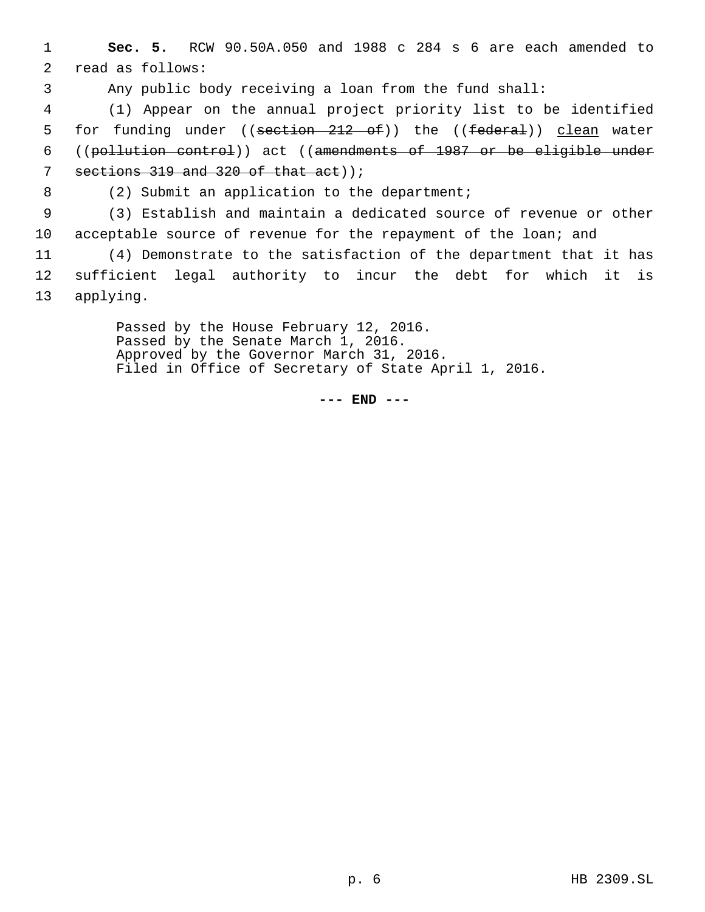**Sec. 5.** RCW 90.50A.050 and 1988 c 284 s 6 are each amended to read as follows:

Any public body receiving a loan from the fund shall:

(1) Appear on the annual project priority list to be identified for funding under ((~~section 212 of~~)) the ((~~federal~~)) clean water ((~~pollution control~~)) act ((~~amendments of 1987 or be eligible under sections 319 and 320 of that act~~));

(2) Submit an application to the department;

(3) Establish and maintain a dedicated source of revenue or other acceptable source of revenue for the repayment of the loan; and

(4) Demonstrate to the satisfaction of the department that it has sufficient legal authority to incur the debt for which it is applying.

Passed by the House February 12, 2016.
Passed by the Senate March 1, 2016.
Approved by the Governor March 31, 2016.
Filed in Office of Secretary of State April 1, 2016.

**--- END ---**